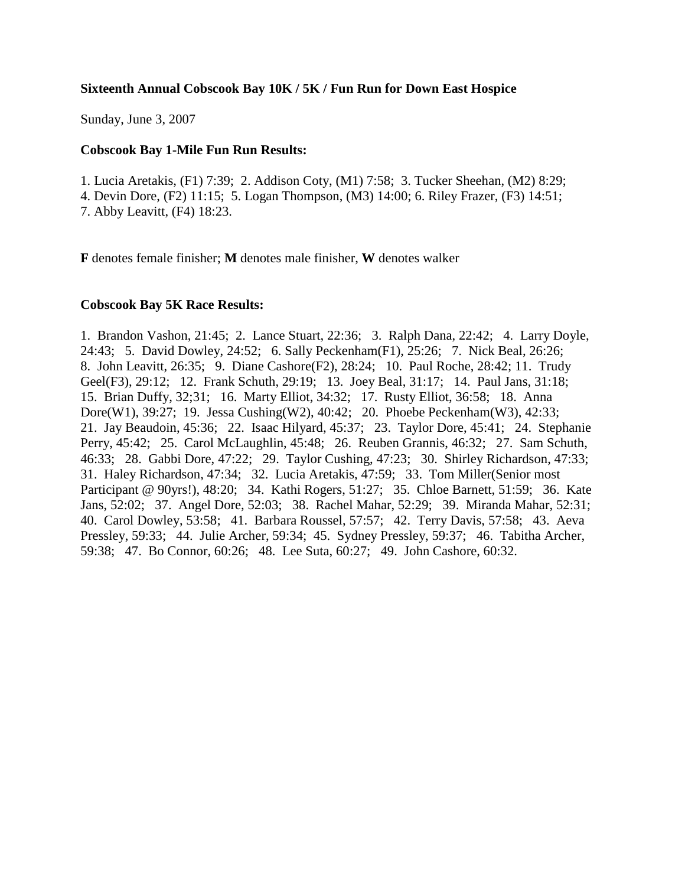**Sixteenth Annual Cobscook Bay 10K / 5K / Fun Run for Down East Hospice**

Sunday, June 3, 2007

**Cobscook Bay 1-Mile Fun Run Results:**

1. Lucia Aretakis, (F1) 7:39; 2. Addison Coty, (M1) 7:58; 3. Tucker Sheehan, (M2) 8:29; 4. Devin Dore, (F2) 11:15; 5. Logan Thompson, (M3) 14:00; 6. Riley Frazer, (F3) 14:51; 7. Abby Leavitt, (F4) 18:23.

**F** denotes female finisher; **M** denotes male finisher, **W** denotes walker

**Cobscook Bay 5K Race Results:**

1. Brandon Vashon, 21:45; 2. Lance Stuart, 22:36; 3. Ralph Dana, 22:42; 4. Larry Doyle, 24:43; 5. David Dowley, 24:52; 6. Sally Peckenham(F1), 25:26; 7. Nick Beal, 26:26; 8. John Leavitt, 26:35; 9. Diane Cashore(F2), 28:24; 10. Paul Roche, 28:42; 11. Trudy Geel(F3), 29:12; 12. Frank Schuth, 29:19; 13. Joey Beal, 31:17; 14. Paul Jans, 31:18; 15. Brian Duffy, 32;31; 16. Marty Elliot, 34:32; 17. Rusty Elliot, 36:58; 18. Anna Dore(W1), 39:27; 19. Jessa Cushing(W2), 40:42; 20. Phoebe Peckenham(W3), 42:33; 21. Jay Beaudoin, 45:36; 22. Isaac Hilyard, 45:37; 23. Taylor Dore, 45:41; 24. Stephanie Perry, 45:42; 25. Carol McLaughlin, 45:48; 26. Reuben Grannis, 46:32; 27. Sam Schuth, 46:33; 28. Gabbi Dore, 47:22; 29. Taylor Cushing, 47:23; 30. Shirley Richardson, 47:33; 31. Haley Richardson, 47:34; 32. Lucia Aretakis, 47:59; 33. Tom Miller(Senior most Participant @ 90yrs!), 48:20; 34. Kathi Rogers, 51:27; 35. Chloe Barnett, 51:59; 36. Kate Jans, 52:02; 37. Angel Dore, 52:03; 38. Rachel Mahar, 52:29; 39. Miranda Mahar, 52:31; 40. Carol Dowley, 53:58; 41. Barbara Roussel, 57:57; 42. Terry Davis, 57:58; 43. Aeva Pressley, 59:33; 44. Julie Archer, 59:34; 45. Sydney Pressley, 59:37; 46. Tabitha Archer, 59:38; 47. Bo Connor, 60:26; 48. Lee Suta, 60:27; 49. John Cashore, 60:32.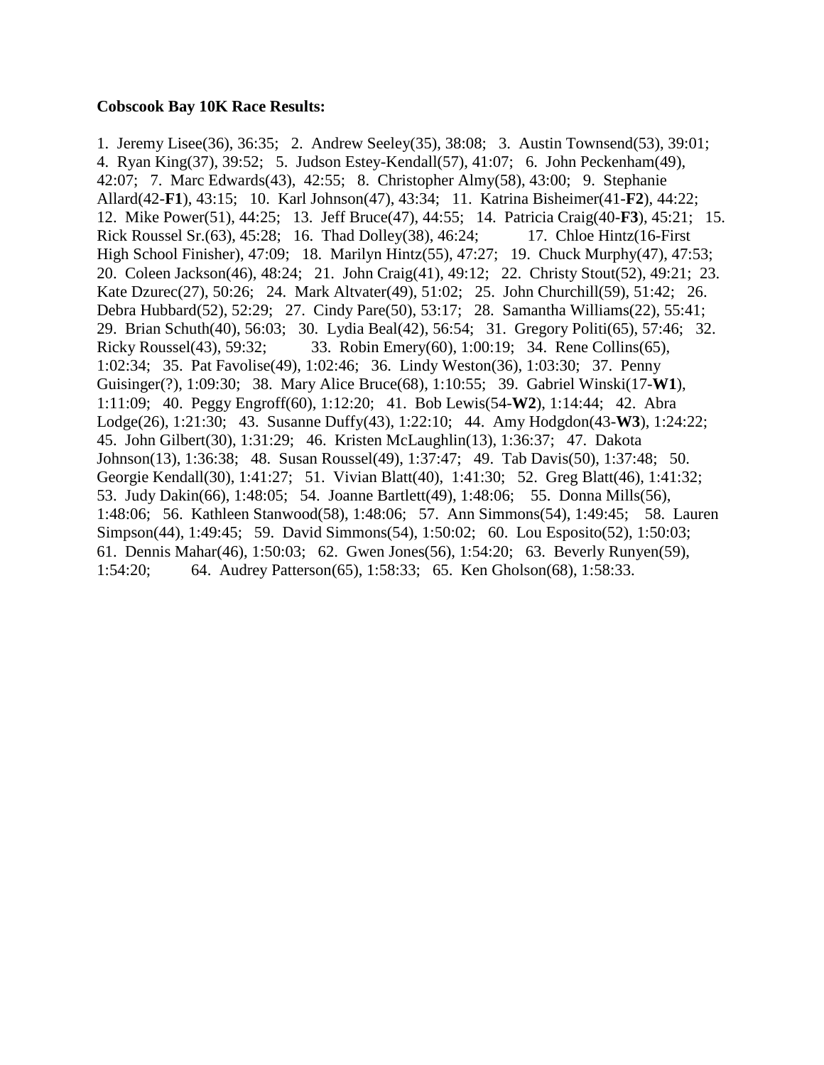**Cobscook Bay 10K Race Results:**

1. Jeremy Lisee(36), 36:35; 2. Andrew Seeley(35), 38:08; 3. Austin Townsend(53), 39:01; 4. Ryan King(37), 39:52; 5. Judson Estey-Kendall(57), 41:07; 6. John Peckenham(49), 42:07; 7. Marc Edwards(43), 42:55; 8. Christopher Almy(58), 43:00; 9. Stephanie Allard(42-**F1**), 43:15; 10. Karl Johnson(47), 43:34; 11. Katrina Bisheimer(41-**F2**), 44:22; 12. Mike Power(51), 44:25; 13. Jeff Bruce(47), 44:55; 14. Patricia Craig(40-**F3**), 45:21; 15. Rick Roussel Sr.(63), 45:28; 16. Thad Dolley(38), 46:24; 17. Chloe Hintz(16-First High School Finisher), 47:09; 18. Marilyn Hintz(55), 47:27; 19. Chuck Murphy(47), 47:53; 20. Coleen Jackson(46), 48:24; 21. John Craig(41), 49:12; 22. Christy Stout(52), 49:21; 23. Kate Dzurec(27), 50:26; 24. Mark Altvater(49), 51:02; 25. John Churchill(59), 51:42; 26. Debra Hubbard(52), 52:29; 27. Cindy Pare(50), 53:17; 28. Samantha Williams(22), 55:41; 29. Brian Schuth(40), 56:03; 30. Lydia Beal(42), 56:54; 31. Gregory Politi(65), 57:46; 32. Ricky Roussel(43), 59:32; 33. Robin Emery(60), 1:00:19; 34. Rene Collins(65), 1:02:34; 35. Pat Favolise(49), 1:02:46; 36. Lindy Weston(36), 1:03:30; 37. Penny Guisinger(?), 1:09:30; 38. Mary Alice Bruce(68), 1:10:55; 39. Gabriel Winski(17-**W1**), 1:11:09; 40. Peggy Engroff(60), 1:12:20; 41. Bob Lewis(54-**W2**), 1:14:44; 42. Abra Lodge(26), 1:21:30; 43. Susanne Duffy(43), 1:22:10; 44. Amy Hodgdon(43-**W3**), 1:24:22; 45. John Gilbert(30), 1:31:29; 46. Kristen McLaughlin(13), 1:36:37; 47. Dakota Johnson(13), 1:36:38; 48. Susan Roussel(49), 1:37:47; 49. Tab Davis(50), 1:37:48; 50. Georgie Kendall(30), 1:41:27; 51. Vivian Blatt(40), 1:41:30; 52. Greg Blatt(46), 1:41:32; 53. Judy Dakin(66), 1:48:05; 54. Joanne Bartlett(49), 1:48:06; 55. Donna Mills(56), 1:48:06; 56. Kathleen Stanwood(58), 1:48:06; 57. Ann Simmons(54), 1:49:45; 58. Lauren Simpson(44), 1:49:45; 59. David Simmons(54), 1:50:02; 60. Lou Esposito(52), 1:50:03; 61. Dennis Mahar(46), 1:50:03; 62. Gwen Jones(56), 1:54:20; 63. Beverly Runyen(59), 1:54:20; 64. Audrey Patterson(65), 1:58:33; 65. Ken Gholson(68), 1:58:33.